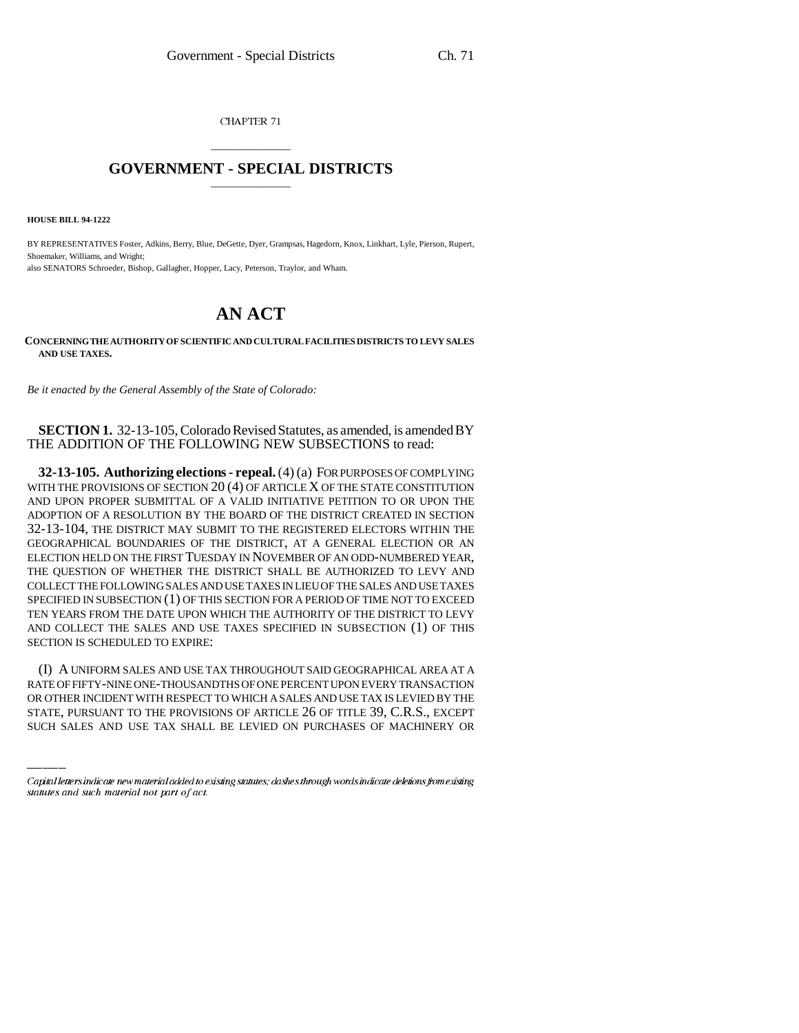CHAPTER 71

# GOVERNMENT - SPECIAL DISTRICTS

**HOUSE BILL 94-1222**

BY REPRESENTATIVES Foster, Adkins, Berry, Blue, DeGette, Dyer, Grampsas, Hagedorn, Knox, Linkhart, Lyle, Pierson, Rupert, Shoemaker, Williams, and Wright;
also SENATORS Schroeder, Bishop, Gallagher, Hopper, Lacy, Peterson, Traylor, and Wham.

# AN ACT

**CONCERNING THE AUTHORITY OF SCIENTIFIC AND CULTURAL FACILITIES DISTRICTS TO LEVY SALES AND USE TAXES.**

*Be it enacted by the General Assembly of the State of Colorado:*

**SECTION 1.** 32-13-105, Colorado Revised Statutes, as amended, is amended BY THE ADDITION OF THE FOLLOWING NEW SUBSECTIONS to read:

**32-13-105. Authorizing elections - repeal.** (4) (a) FOR PURPOSES OF COMPLYING WITH THE PROVISIONS OF SECTION 20 (4) OF ARTICLE X OF THE STATE CONSTITUTION AND UPON PROPER SUBMITTAL OF A VALID INITIATIVE PETITION TO OR UPON THE ADOPTION OF A RESOLUTION BY THE BOARD OF THE DISTRICT CREATED IN SECTION 32-13-104, THE DISTRICT MAY SUBMIT TO THE REGISTERED ELECTORS WITHIN THE GEOGRAPHICAL BOUNDARIES OF THE DISTRICT, AT A GENERAL ELECTION OR AN ELECTION HELD ON THE FIRST TUESDAY IN NOVEMBER OF AN ODD-NUMBERED YEAR, THE QUESTION OF WHETHER THE DISTRICT SHALL BE AUTHORIZED TO LEVY AND COLLECT THE FOLLOWING SALES AND USE TAXES IN LIEU OF THE SALES AND USE TAXES SPECIFIED IN SUBSECTION (1) OF THIS SECTION FOR A PERIOD OF TIME NOT TO EXCEED TEN YEARS FROM THE DATE UPON WHICH THE AUTHORITY OF THE DISTRICT TO LEVY AND COLLECT THE SALES AND USE TAXES SPECIFIED IN SUBSECTION (1) OF THIS SECTION IS SCHEDULED TO EXPIRE:

(I) A UNIFORM SALES AND USE TAX THROUGHOUT SAID GEOGRAPHICAL AREA AT A RATE OF FIFTY-NINE ONE-THOUSANDTHS OF ONE PERCENT UPON EVERY TRANSACTION OR OTHER INCIDENT WITH RESPECT TO WHICH A SALES AND USE TAX IS LEVIED BY THE STATE, PURSUANT TO THE PROVISIONS OF ARTICLE 26 OF TITLE 39, C.R.S., EXCEPT SUCH SALES AND USE TAX SHALL BE LEVIED ON PURCHASES OF MACHINERY OR

Capital letters indicate new material added to existing statutes; dashes through words indicate deletions from existing statutes and such material not part of act.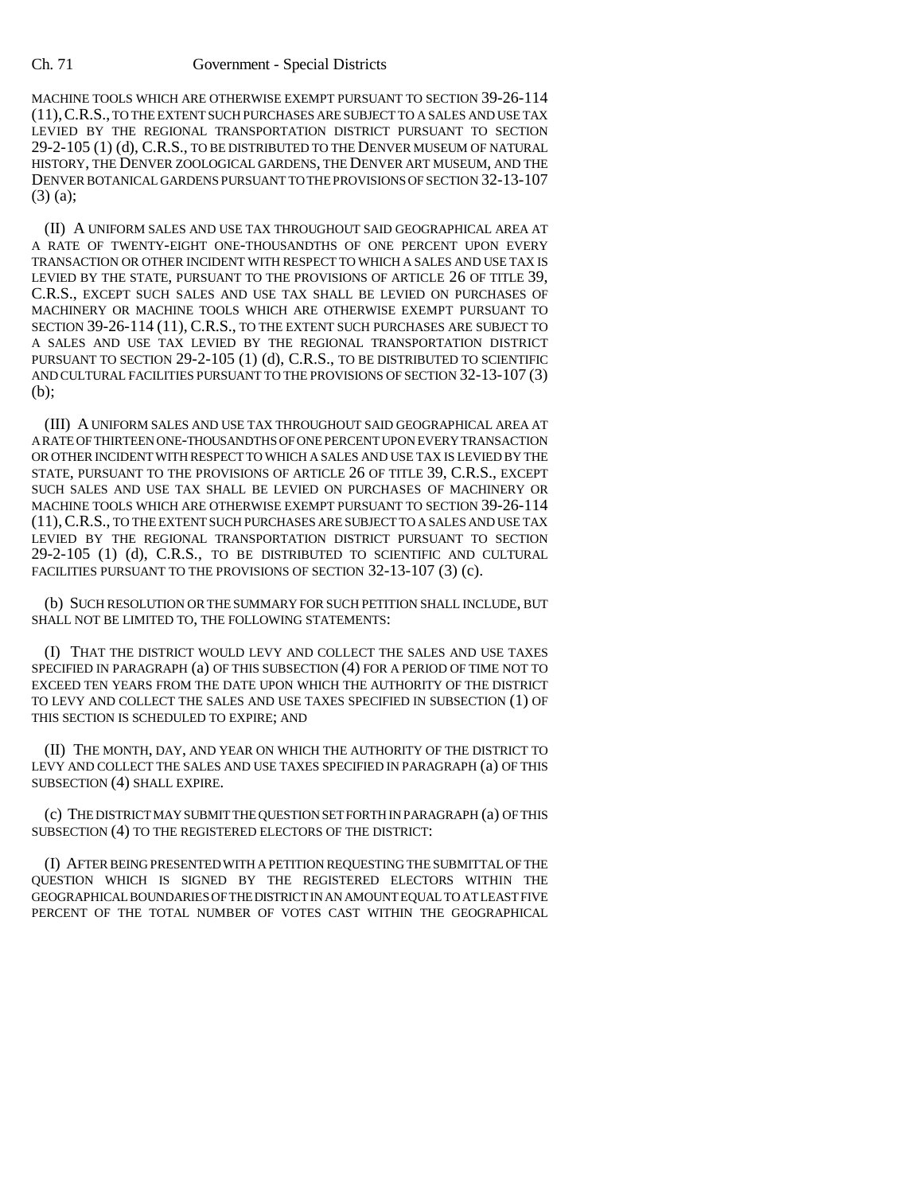MACHINE TOOLS WHICH ARE OTHERWISE EXEMPT PURSUANT TO SECTION 39-26-114 (11), C.R.S., TO THE EXTENT SUCH PURCHASES ARE SUBJECT TO A SALES AND USE TAX LEVIED BY THE REGIONAL TRANSPORTATION DISTRICT PURSUANT TO SECTION 29-2-105 (1) (d), C.R.S., TO BE DISTRIBUTED TO THE DENVER MUSEUM OF NATURAL HISTORY, THE DENVER ZOOLOGICAL GARDENS, THE DENVER ART MUSEUM, AND THE DENVER BOTANICAL GARDENS PURSUANT TO THE PROVISIONS OF SECTION 32-13-107 (3) (a);

(II) A UNIFORM SALES AND USE TAX THROUGHOUT SAID GEOGRAPHICAL AREA AT A RATE OF TWENTY-EIGHT ONE-THOUSANDTHS OF ONE PERCENT UPON EVERY TRANSACTION OR OTHER INCIDENT WITH RESPECT TO WHICH A SALES AND USE TAX IS LEVIED BY THE STATE, PURSUANT TO THE PROVISIONS OF ARTICLE 26 OF TITLE 39, C.R.S., EXCEPT SUCH SALES AND USE TAX SHALL BE LEVIED ON PURCHASES OF MACHINERY OR MACHINE TOOLS WHICH ARE OTHERWISE EXEMPT PURSUANT TO SECTION 39-26-114 (11), C.R.S., TO THE EXTENT SUCH PURCHASES ARE SUBJECT TO A SALES AND USE TAX LEVIED BY THE REGIONAL TRANSPORTATION DISTRICT PURSUANT TO SECTION 29-2-105 (1) (d), C.R.S., TO BE DISTRIBUTED TO SCIENTIFIC AND CULTURAL FACILITIES PURSUANT TO THE PROVISIONS OF SECTION 32-13-107 (3) (b);

(III) A UNIFORM SALES AND USE TAX THROUGHOUT SAID GEOGRAPHICAL AREA AT A RATE OF THIRTEEN ONE-THOUSANDTHS OF ONE PERCENT UPON EVERY TRANSACTION OR OTHER INCIDENT WITH RESPECT TO WHICH A SALES AND USE TAX IS LEVIED BY THE STATE, PURSUANT TO THE PROVISIONS OF ARTICLE 26 OF TITLE 39, C.R.S., EXCEPT SUCH SALES AND USE TAX SHALL BE LEVIED ON PURCHASES OF MACHINERY OR MACHINE TOOLS WHICH ARE OTHERWISE EXEMPT PURSUANT TO SECTION 39-26-114 (11), C.R.S., TO THE EXTENT SUCH PURCHASES ARE SUBJECT TO A SALES AND USE TAX LEVIED BY THE REGIONAL TRANSPORTATION DISTRICT PURSUANT TO SECTION 29-2-105 (1) (d), C.R.S., TO BE DISTRIBUTED TO SCIENTIFIC AND CULTURAL FACILITIES PURSUANT TO THE PROVISIONS OF SECTION 32-13-107 (3) (c).

(b) SUCH RESOLUTION OR THE SUMMARY FOR SUCH PETITION SHALL INCLUDE, BUT SHALL NOT BE LIMITED TO, THE FOLLOWING STATEMENTS:

(I) THAT THE DISTRICT WOULD LEVY AND COLLECT THE SALES AND USE TAXES SPECIFIED IN PARAGRAPH (a) OF THIS SUBSECTION (4) FOR A PERIOD OF TIME NOT TO EXCEED TEN YEARS FROM THE DATE UPON WHICH THE AUTHORITY OF THE DISTRICT TO LEVY AND COLLECT THE SALES AND USE TAXES SPECIFIED IN SUBSECTION (1) OF THIS SECTION IS SCHEDULED TO EXPIRE; AND

(II) THE MONTH, DAY, AND YEAR ON WHICH THE AUTHORITY OF THE DISTRICT TO LEVY AND COLLECT THE SALES AND USE TAXES SPECIFIED IN PARAGRAPH (a) OF THIS SUBSECTION (4) SHALL EXPIRE.

(c) THE DISTRICT MAY SUBMIT THE QUESTION SET FORTH IN PARAGRAPH (a) OF THIS SUBSECTION (4) TO THE REGISTERED ELECTORS OF THE DISTRICT:

(I) AFTER BEING PRESENTED WITH A PETITION REQUESTING THE SUBMITTAL OF THE QUESTION WHICH IS SIGNED BY THE REGISTERED ELECTORS WITHIN THE GEOGRAPHICAL BOUNDARIES OF THE DISTRICT IN AN AMOUNT EQUAL TO AT LEAST FIVE PERCENT OF THE TOTAL NUMBER OF VOTES CAST WITHIN THE GEOGRAPHICAL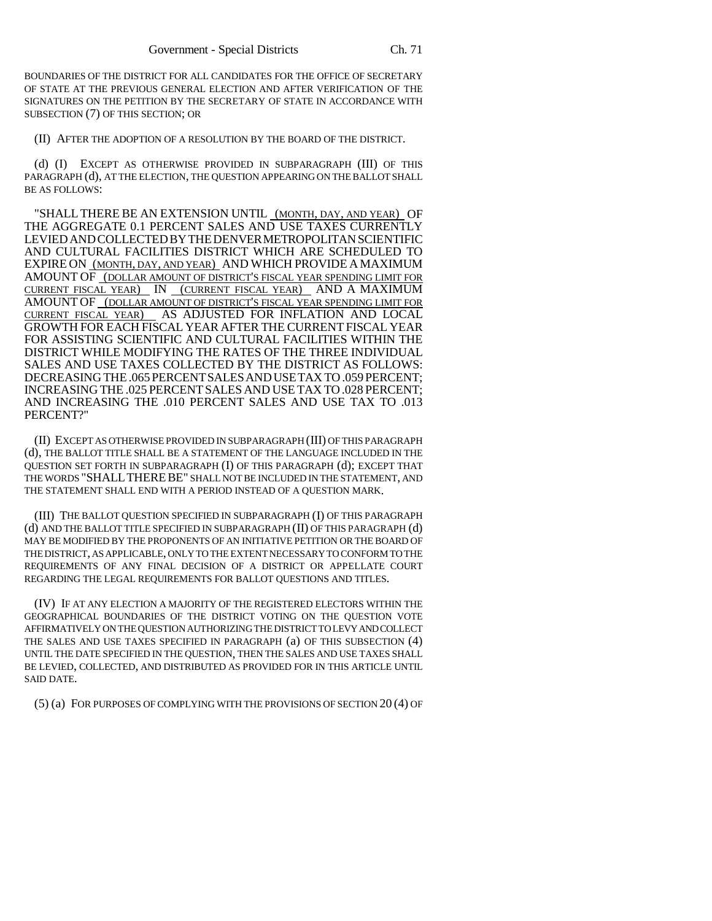BOUNDARIES OF THE DISTRICT FOR ALL CANDIDATES FOR THE OFFICE OF SECRETARY OF STATE AT THE PREVIOUS GENERAL ELECTION AND AFTER VERIFICATION OF THE SIGNATURES ON THE PETITION BY THE SECRETARY OF STATE IN ACCORDANCE WITH SUBSECTION (7) OF THIS SECTION; OR

(II) AFTER THE ADOPTION OF A RESOLUTION BY THE BOARD OF THE DISTRICT.

(d) (I) EXCEPT AS OTHERWISE PROVIDED IN SUBPARAGRAPH (III) OF THIS PARAGRAPH (d), AT THE ELECTION, THE QUESTION APPEARING ON THE BALLOT SHALL BE AS FOLLOWS:

"SHALL THERE BE AN EXTENSION UNTIL (MONTH, DAY, AND YEAR) OF THE AGGREGATE 0.1 PERCENT SALES AND USE TAXES CURRENTLY LEVIED AND COLLECTED BY THE DENVER METROPOLITAN SCIENTIFIC AND CULTURAL FACILITIES DISTRICT WHICH ARE SCHEDULED TO EXPIRE ON (MONTH, DAY, AND YEAR) AND WHICH PROVIDE A MAXIMUM AMOUNT OF (DOLLAR AMOUNT OF DISTRICT'S FISCAL YEAR SPENDING LIMIT FOR CURRENT FISCAL YEAR) IN (CURRENT FISCAL YEAR) AND A MAXIMUM AMOUNT OF (DOLLAR AMOUNT OF DISTRICT'S FISCAL YEAR SPENDING LIMIT FOR CURRENT FISCAL YEAR) AS ADJUSTED FOR INFLATION AND LOCAL GROWTH FOR EACH FISCAL YEAR AFTER THE CURRENT FISCAL YEAR FOR ASSISTING SCIENTIFIC AND CULTURAL FACILITIES WITHIN THE DISTRICT WHILE MODIFYING THE RATES OF THE THREE INDIVIDUAL SALES AND USE TAXES COLLECTED BY THE DISTRICT AS FOLLOWS: DECREASING THE .065 PERCENT SALES AND USE TAX TO .059 PERCENT; INCREASING THE .025 PERCENT SALES AND USE TAX TO .028 PERCENT; AND INCREASING THE .010 PERCENT SALES AND USE TAX TO .013 PERCENT?"

(II) EXCEPT AS OTHERWISE PROVIDED IN SUBPARAGRAPH (III) OF THIS PARAGRAPH (d), THE BALLOT TITLE SHALL BE A STATEMENT OF THE LANGUAGE INCLUDED IN THE QUESTION SET FORTH IN SUBPARAGRAPH (I) OF THIS PARAGRAPH (d); EXCEPT THAT THE WORDS "SHALL THERE BE" SHALL NOT BE INCLUDED IN THE STATEMENT, AND THE STATEMENT SHALL END WITH A PERIOD INSTEAD OF A QUESTION MARK.

(III) THE BALLOT QUESTION SPECIFIED IN SUBPARAGRAPH (I) OF THIS PARAGRAPH (d) AND THE BALLOT TITLE SPECIFIED IN SUBPARAGRAPH (II) OF THIS PARAGRAPH (d) MAY BE MODIFIED BY THE PROPONENTS OF AN INITIATIVE PETITION OR THE BOARD OF THE DISTRICT, AS APPLICABLE, ONLY TO THE EXTENT NECESSARY TO CONFORM TO THE REQUIREMENTS OF ANY FINAL DECISION OF A DISTRICT OR APPELLATE COURT REGARDING THE LEGAL REQUIREMENTS FOR BALLOT QUESTIONS AND TITLES.

(IV) IF AT ANY ELECTION A MAJORITY OF THE REGISTERED ELECTORS WITHIN THE GEOGRAPHICAL BOUNDARIES OF THE DISTRICT VOTING ON THE QUESTION VOTE AFFIRMATIVELY ON THE QUESTION AUTHORIZING THE DISTRICT TO LEVY AND COLLECT THE SALES AND USE TAXES SPECIFIED IN PARAGRAPH (a) OF THIS SUBSECTION (4) UNTIL THE DATE SPECIFIED IN THE QUESTION, THEN THE SALES AND USE TAXES SHALL BE LEVIED, COLLECTED, AND DISTRIBUTED AS PROVIDED FOR IN THIS ARTICLE UNTIL SAID DATE.

(5) (a) FOR PURPOSES OF COMPLYING WITH THE PROVISIONS OF SECTION 20 (4) OF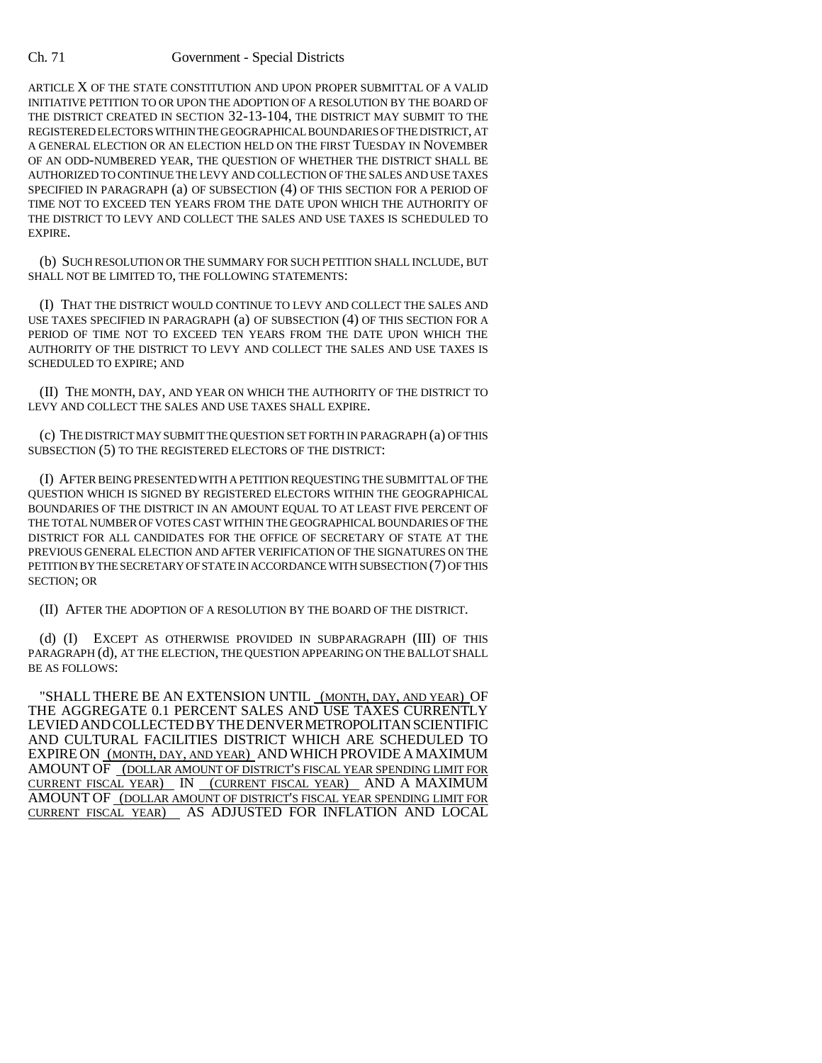ARTICLE X OF THE STATE CONSTITUTION AND UPON PROPER SUBMITTAL OF A VALID INITIATIVE PETITION TO OR UPON THE ADOPTION OF A RESOLUTION BY THE BOARD OF THE DISTRICT CREATED IN SECTION 32-13-104, THE DISTRICT MAY SUBMIT TO THE REGISTERED ELECTORS WITHIN THE GEOGRAPHICAL BOUNDARIES OF THE DISTRICT, AT A GENERAL ELECTION OR AN ELECTION HELD ON THE FIRST TUESDAY IN NOVEMBER OF AN ODD-NUMBERED YEAR, THE QUESTION OF WHETHER THE DISTRICT SHALL BE AUTHORIZED TO CONTINUE THE LEVY AND COLLECTION OF THE SALES AND USE TAXES SPECIFIED IN PARAGRAPH (a) OF SUBSECTION (4) OF THIS SECTION FOR A PERIOD OF TIME NOT TO EXCEED TEN YEARS FROM THE DATE UPON WHICH THE AUTHORITY OF THE DISTRICT TO LEVY AND COLLECT THE SALES AND USE TAXES IS SCHEDULED TO EXPIRE.

(b) SUCH RESOLUTION OR THE SUMMARY FOR SUCH PETITION SHALL INCLUDE, BUT SHALL NOT BE LIMITED TO, THE FOLLOWING STATEMENTS:

(I) THAT THE DISTRICT WOULD CONTINUE TO LEVY AND COLLECT THE SALES AND USE TAXES SPECIFIED IN PARAGRAPH (a) OF SUBSECTION (4) OF THIS SECTION FOR A PERIOD OF TIME NOT TO EXCEED TEN YEARS FROM THE DATE UPON WHICH THE AUTHORITY OF THE DISTRICT TO LEVY AND COLLECT THE SALES AND USE TAXES IS SCHEDULED TO EXPIRE; AND

(II) THE MONTH, DAY, AND YEAR ON WHICH THE AUTHORITY OF THE DISTRICT TO LEVY AND COLLECT THE SALES AND USE TAXES SHALL EXPIRE.

(c) THE DISTRICT MAY SUBMIT THE QUESTION SET FORTH IN PARAGRAPH (a) OF THIS SUBSECTION (5) TO THE REGISTERED ELECTORS OF THE DISTRICT:

(I) AFTER BEING PRESENTED WITH A PETITION REQUESTING THE SUBMITTAL OF THE QUESTION WHICH IS SIGNED BY REGISTERED ELECTORS WITHIN THE GEOGRAPHICAL BOUNDARIES OF THE DISTRICT IN AN AMOUNT EQUAL TO AT LEAST FIVE PERCENT OF THE TOTAL NUMBER OF VOTES CAST WITHIN THE GEOGRAPHICAL BOUNDARIES OF THE DISTRICT FOR ALL CANDIDATES FOR THE OFFICE OF SECRETARY OF STATE AT THE PREVIOUS GENERAL ELECTION AND AFTER VERIFICATION OF THE SIGNATURES ON THE PETITION BY THE SECRETARY OF STATE IN ACCORDANCE WITH SUBSECTION (7) OF THIS SECTION; OR

(II) AFTER THE ADOPTION OF A RESOLUTION BY THE BOARD OF THE DISTRICT.

(d) (I) EXCEPT AS OTHERWISE PROVIDED IN SUBPARAGRAPH (III) OF THIS PARAGRAPH (d), AT THE ELECTION, THE QUESTION APPEARING ON THE BALLOT SHALL BE AS FOLLOWS:

"SHALL THERE BE AN EXTENSION UNTIL (MONTH, DAY, AND YEAR) OF THE AGGREGATE 0.1 PERCENT SALES AND USE TAXES CURRENTLY LEVIED AND COLLECTED BY THE DENVER METROPOLITAN SCIENTIFIC AND CULTURAL FACILITIES DISTRICT WHICH ARE SCHEDULED TO EXPIRE ON (MONTH, DAY, AND YEAR) AND WHICH PROVIDE A MAXIMUM AMOUNT OF (DOLLAR AMOUNT OF DISTRICT'S FISCAL YEAR SPENDING LIMIT FOR CURRENT FISCAL YEAR) IN (CURRENT FISCAL YEAR) AND A MAXIMUM AMOUNT OF (DOLLAR AMOUNT OF DISTRICT'S FISCAL YEAR SPENDING LIMIT FOR CURRENT FISCAL YEAR) AS ADJUSTED FOR INFLATION AND LOCAL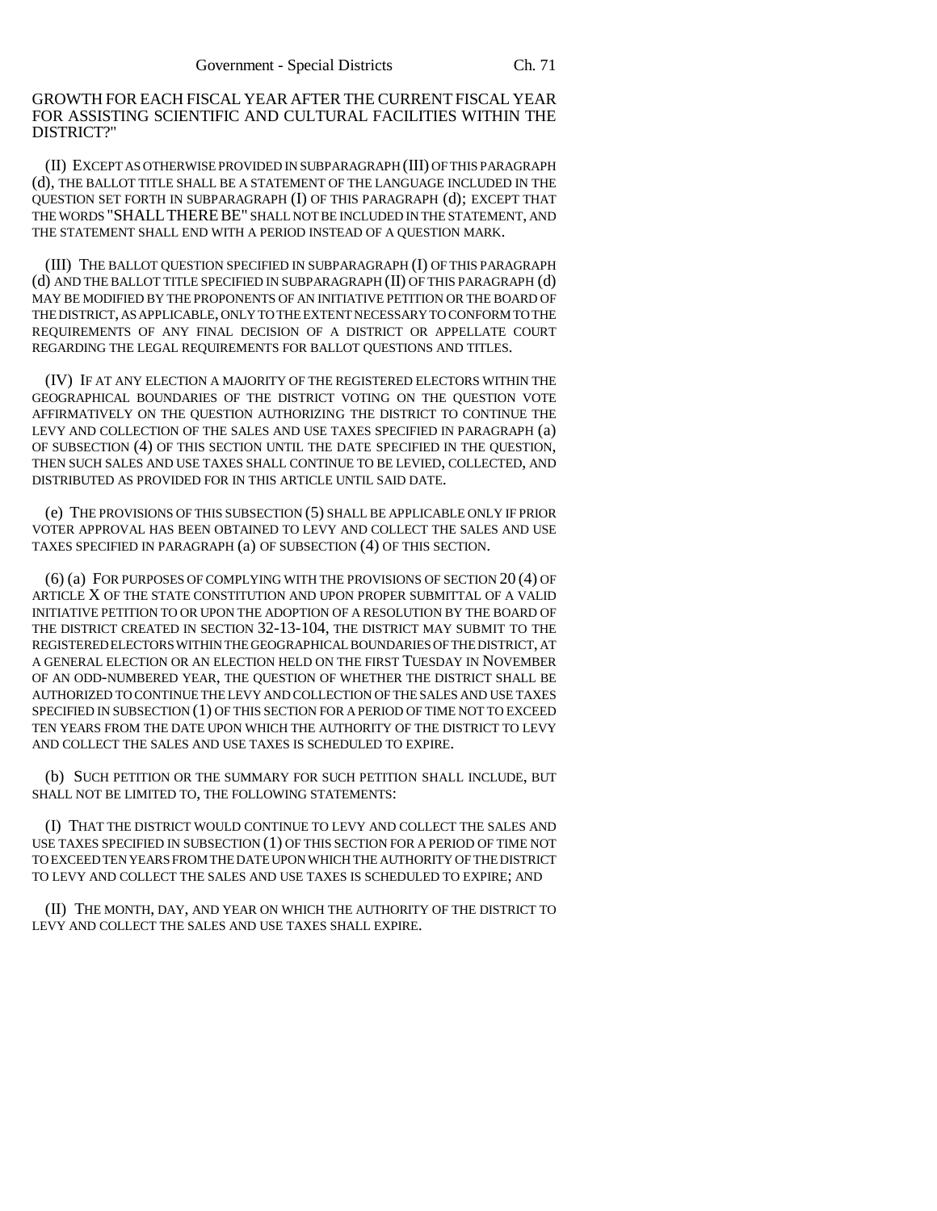GROWTH FOR EACH FISCAL YEAR AFTER THE CURRENT FISCAL YEAR FOR ASSISTING SCIENTIFIC AND CULTURAL FACILITIES WITHIN THE DISTRICT?"

(II) EXCEPT AS OTHERWISE PROVIDED IN SUBPARAGRAPH (III) OF THIS PARAGRAPH (d), THE BALLOT TITLE SHALL BE A STATEMENT OF THE LANGUAGE INCLUDED IN THE QUESTION SET FORTH IN SUBPARAGRAPH (I) OF THIS PARAGRAPH (d); EXCEPT THAT THE WORDS "SHALL THERE BE" SHALL NOT BE INCLUDED IN THE STATEMENT, AND THE STATEMENT SHALL END WITH A PERIOD INSTEAD OF A QUESTION MARK.

(III) THE BALLOT QUESTION SPECIFIED IN SUBPARAGRAPH (I) OF THIS PARAGRAPH (d) AND THE BALLOT TITLE SPECIFIED IN SUBPARAGRAPH (II) OF THIS PARAGRAPH (d) MAY BE MODIFIED BY THE PROPONENTS OF AN INITIATIVE PETITION OR THE BOARD OF THE DISTRICT, AS APPLICABLE, ONLY TO THE EXTENT NECESSARY TO CONFORM TO THE REQUIREMENTS OF ANY FINAL DECISION OF A DISTRICT OR APPELLATE COURT REGARDING THE LEGAL REQUIREMENTS FOR BALLOT QUESTIONS AND TITLES.

(IV) IF AT ANY ELECTION A MAJORITY OF THE REGISTERED ELECTORS WITHIN THE GEOGRAPHICAL BOUNDARIES OF THE DISTRICT VOTING ON THE QUESTION VOTE AFFIRMATIVELY ON THE QUESTION AUTHORIZING THE DISTRICT TO CONTINUE THE LEVY AND COLLECTION OF THE SALES AND USE TAXES SPECIFIED IN PARAGRAPH (a) OF SUBSECTION (4) OF THIS SECTION UNTIL THE DATE SPECIFIED IN THE QUESTION, THEN SUCH SALES AND USE TAXES SHALL CONTINUE TO BE LEVIED, COLLECTED, AND DISTRIBUTED AS PROVIDED FOR IN THIS ARTICLE UNTIL SAID DATE.

(e) THE PROVISIONS OF THIS SUBSECTION (5) SHALL BE APPLICABLE ONLY IF PRIOR VOTER APPROVAL HAS BEEN OBTAINED TO LEVY AND COLLECT THE SALES AND USE TAXES SPECIFIED IN PARAGRAPH (a) OF SUBSECTION (4) OF THIS SECTION.

(6) (a) FOR PURPOSES OF COMPLYING WITH THE PROVISIONS OF SECTION 20 (4) OF ARTICLE X OF THE STATE CONSTITUTION AND UPON PROPER SUBMITTAL OF A VALID INITIATIVE PETITION TO OR UPON THE ADOPTION OF A RESOLUTION BY THE BOARD OF THE DISTRICT CREATED IN SECTION 32-13-104, THE DISTRICT MAY SUBMIT TO THE REGISTERED ELECTORS WITHIN THE GEOGRAPHICAL BOUNDARIES OF THE DISTRICT, AT A GENERAL ELECTION OR AN ELECTION HELD ON THE FIRST TUESDAY IN NOVEMBER OF AN ODD-NUMBERED YEAR, THE QUESTION OF WHETHER THE DISTRICT SHALL BE AUTHORIZED TO CONTINUE THE LEVY AND COLLECTION OF THE SALES AND USE TAXES SPECIFIED IN SUBSECTION (1) OF THIS SECTION FOR A PERIOD OF TIME NOT TO EXCEED TEN YEARS FROM THE DATE UPON WHICH THE AUTHORITY OF THE DISTRICT TO LEVY AND COLLECT THE SALES AND USE TAXES IS SCHEDULED TO EXPIRE.

(b) SUCH PETITION OR THE SUMMARY FOR SUCH PETITION SHALL INCLUDE, BUT SHALL NOT BE LIMITED TO, THE FOLLOWING STATEMENTS:

(I) THAT THE DISTRICT WOULD CONTINUE TO LEVY AND COLLECT THE SALES AND USE TAXES SPECIFIED IN SUBSECTION (1) OF THIS SECTION FOR A PERIOD OF TIME NOT TO EXCEED TEN YEARS FROM THE DATE UPON WHICH THE AUTHORITY OF THE DISTRICT TO LEVY AND COLLECT THE SALES AND USE TAXES IS SCHEDULED TO EXPIRE; AND

(II) THE MONTH, DAY, AND YEAR ON WHICH THE AUTHORITY OF THE DISTRICT TO LEVY AND COLLECT THE SALES AND USE TAXES SHALL EXPIRE.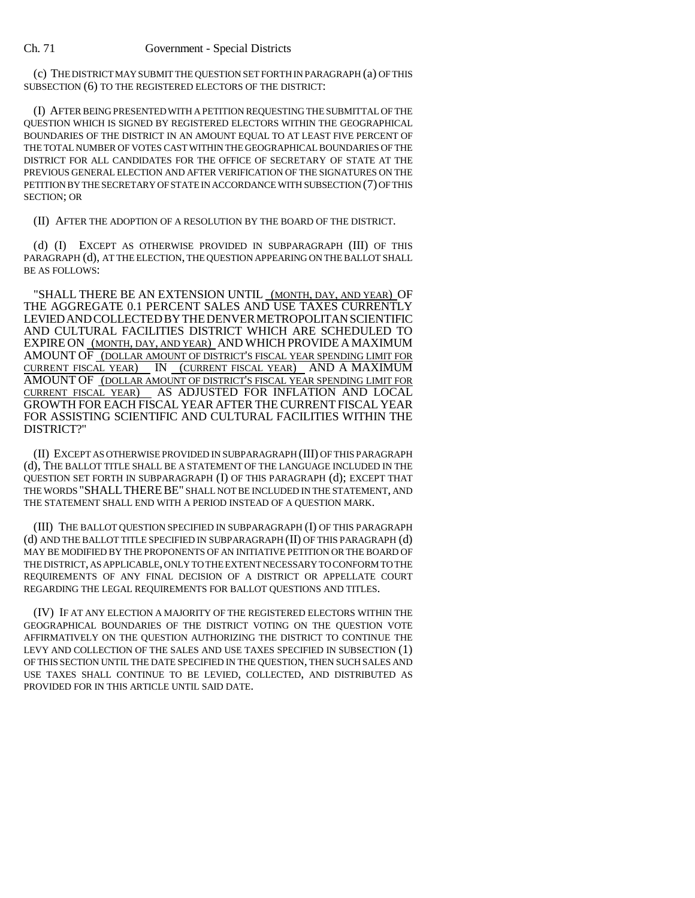(c) THE DISTRICT MAY SUBMIT THE QUESTION SET FORTH IN PARAGRAPH (a) OF THIS SUBSECTION (6) TO THE REGISTERED ELECTORS OF THE DISTRICT:

(I) AFTER BEING PRESENTED WITH A PETITION REQUESTING THE SUBMITTAL OF THE QUESTION WHICH IS SIGNED BY REGISTERED ELECTORS WITHIN THE GEOGRAPHICAL BOUNDARIES OF THE DISTRICT IN AN AMOUNT EQUAL TO AT LEAST FIVE PERCENT OF THE TOTAL NUMBER OF VOTES CAST WITHIN THE GEOGRAPHICAL BOUNDARIES OF THE DISTRICT FOR ALL CANDIDATES FOR THE OFFICE OF SECRETARY OF STATE AT THE PREVIOUS GENERAL ELECTION AND AFTER VERIFICATION OF THE SIGNATURES ON THE PETITION BY THE SECRETARY OF STATE IN ACCORDANCE WITH SUBSECTION (7) OF THIS SECTION; OR

(II) AFTER THE ADOPTION OF A RESOLUTION BY THE BOARD OF THE DISTRICT.

(d) (I) EXCEPT AS OTHERWISE PROVIDED IN SUBPARAGRAPH (III) OF THIS PARAGRAPH (d), AT THE ELECTION, THE QUESTION APPEARING ON THE BALLOT SHALL BE AS FOLLOWS:

"SHALL THERE BE AN EXTENSION UNTIL (MONTH, DAY, AND YEAR) OF THE AGGREGATE 0.1 PERCENT SALES AND USE TAXES CURRENTLY LEVIED AND COLLECTED BY THE DENVER METROPOLITAN SCIENTIFIC AND CULTURAL FACILITIES DISTRICT WHICH ARE SCHEDULED TO EXPIRE ON (MONTH, DAY, AND YEAR) AND WHICH PROVIDE A MAXIMUM AMOUNT OF (DOLLAR AMOUNT OF DISTRICT'S FISCAL YEAR SPENDING LIMIT FOR CURRENT FISCAL YEAR) IN (CURRENT FISCAL YEAR) AND A MAXIMUM AMOUNT OF (DOLLAR AMOUNT OF DISTRICT'S FISCAL YEAR SPENDING LIMIT FOR CURRENT FISCAL YEAR) AS ADJUSTED FOR INFLATION AND LOCAL GROWTH FOR EACH FISCAL YEAR AFTER THE CURRENT FISCAL YEAR FOR ASSISTING SCIENTIFIC AND CULTURAL FACILITIES WITHIN THE DISTRICT?"

(II) EXCEPT AS OTHERWISE PROVIDED IN SUBPARAGRAPH (III) OF THIS PARAGRAPH (d), THE BALLOT TITLE SHALL BE A STATEMENT OF THE LANGUAGE INCLUDED IN THE QUESTION SET FORTH IN SUBPARAGRAPH (I) OF THIS PARAGRAPH (d); EXCEPT THAT THE WORDS "SHALL THERE BE" SHALL NOT BE INCLUDED IN THE STATEMENT, AND THE STATEMENT SHALL END WITH A PERIOD INSTEAD OF A QUESTION MARK.

(III) THE BALLOT QUESTION SPECIFIED IN SUBPARAGRAPH (I) OF THIS PARAGRAPH (d) AND THE BALLOT TITLE SPECIFIED IN SUBPARAGRAPH (II) OF THIS PARAGRAPH (d) MAY BE MODIFIED BY THE PROPONENTS OF AN INITIATIVE PETITION OR THE BOARD OF THE DISTRICT, AS APPLICABLE, ONLY TO THE EXTENT NECESSARY TO CONFORM TO THE REQUIREMENTS OF ANY FINAL DECISION OF A DISTRICT OR APPELLATE COURT REGARDING THE LEGAL REQUIREMENTS FOR BALLOT QUESTIONS AND TITLES.

(IV) IF AT ANY ELECTION A MAJORITY OF THE REGISTERED ELECTORS WITHIN THE GEOGRAPHICAL BOUNDARIES OF THE DISTRICT VOTING ON THE QUESTION VOTE AFFIRMATIVELY ON THE QUESTION AUTHORIZING THE DISTRICT TO CONTINUE THE LEVY AND COLLECTION OF THE SALES AND USE TAXES SPECIFIED IN SUBSECTION (1) OF THIS SECTION UNTIL THE DATE SPECIFIED IN THE QUESTION, THEN SUCH SALES AND USE TAXES SHALL CONTINUE TO BE LEVIED, COLLECTED, AND DISTRIBUTED AS PROVIDED FOR IN THIS ARTICLE UNTIL SAID DATE.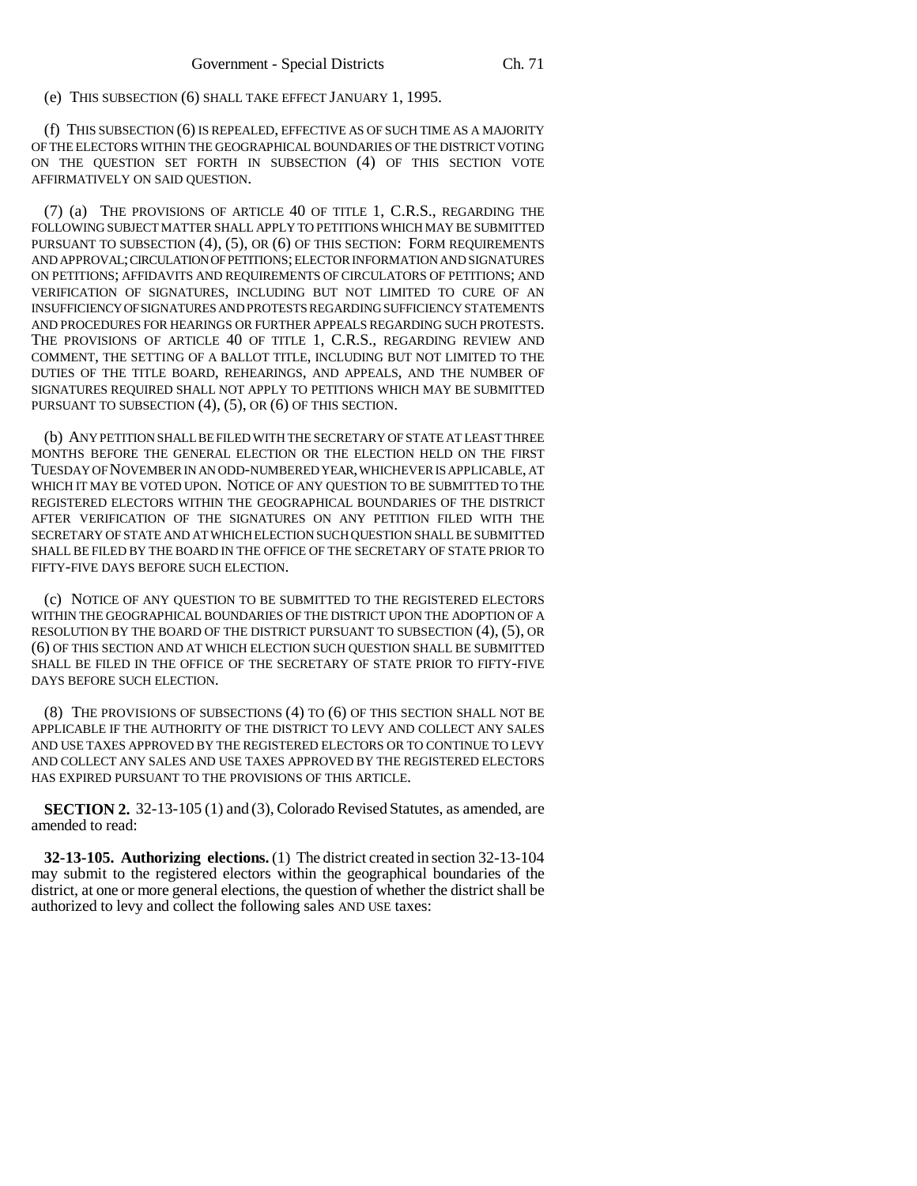(e) THIS SUBSECTION (6) SHALL TAKE EFFECT JANUARY 1, 1995.

(f) THIS SUBSECTION (6) IS REPEALED, EFFECTIVE AS OF SUCH TIME AS A MAJORITY OF THE ELECTORS WITHIN THE GEOGRAPHICAL BOUNDARIES OF THE DISTRICT VOTING ON THE QUESTION SET FORTH IN SUBSECTION (4) OF THIS SECTION VOTE AFFIRMATIVELY ON SAID QUESTION.

(7) (a) THE PROVISIONS OF ARTICLE 40 OF TITLE 1, C.R.S., REGARDING THE FOLLOWING SUBJECT MATTER SHALL APPLY TO PETITIONS WHICH MAY BE SUBMITTED PURSUANT TO SUBSECTION (4), (5), OR (6) OF THIS SECTION: FORM REQUIREMENTS AND APPROVAL; CIRCULATION OF PETITIONS; ELECTOR INFORMATION AND SIGNATURES ON PETITIONS; AFFIDAVITS AND REQUIREMENTS OF CIRCULATORS OF PETITIONS; AND VERIFICATION OF SIGNATURES, INCLUDING BUT NOT LIMITED TO CURE OF AN INSUFFICIENCY OF SIGNATURES AND PROTESTS REGARDING SUFFICIENCY STATEMENTS AND PROCEDURES FOR HEARINGS OR FURTHER APPEALS REGARDING SUCH PROTESTS. THE PROVISIONS OF ARTICLE 40 OF TITLE 1, C.R.S., REGARDING REVIEW AND COMMENT, THE SETTING OF A BALLOT TITLE, INCLUDING BUT NOT LIMITED TO THE DUTIES OF THE TITLE BOARD, REHEARINGS, AND APPEALS, AND THE NUMBER OF SIGNATURES REQUIRED SHALL NOT APPLY TO PETITIONS WHICH MAY BE SUBMITTED PURSUANT TO SUBSECTION (4), (5), OR (6) OF THIS SECTION.

(b) ANY PETITION SHALL BE FILED WITH THE SECRETARY OF STATE AT LEAST THREE MONTHS BEFORE THE GENERAL ELECTION OR THE ELECTION HELD ON THE FIRST TUESDAY OF NOVEMBER IN AN ODD-NUMBERED YEAR, WHICHEVER IS APPLICABLE, AT WHICH IT MAY BE VOTED UPON. NOTICE OF ANY QUESTION TO BE SUBMITTED TO THE REGISTERED ELECTORS WITHIN THE GEOGRAPHICAL BOUNDARIES OF THE DISTRICT AFTER VERIFICATION OF THE SIGNATURES ON ANY PETITION FILED WITH THE SECRETARY OF STATE AND AT WHICH ELECTION SUCH QUESTION SHALL BE SUBMITTED SHALL BE FILED BY THE BOARD IN THE OFFICE OF THE SECRETARY OF STATE PRIOR TO FIFTY-FIVE DAYS BEFORE SUCH ELECTION.

(c) NOTICE OF ANY QUESTION TO BE SUBMITTED TO THE REGISTERED ELECTORS WITHIN THE GEOGRAPHICAL BOUNDARIES OF THE DISTRICT UPON THE ADOPTION OF A RESOLUTION BY THE BOARD OF THE DISTRICT PURSUANT TO SUBSECTION (4), (5), OR (6) OF THIS SECTION AND AT WHICH ELECTION SUCH QUESTION SHALL BE SUBMITTED SHALL BE FILED IN THE OFFICE OF THE SECRETARY OF STATE PRIOR TO FIFTY-FIVE DAYS BEFORE SUCH ELECTION.

(8) THE PROVISIONS OF SUBSECTIONS (4) TO (6) OF THIS SECTION SHALL NOT BE APPLICABLE IF THE AUTHORITY OF THE DISTRICT TO LEVY AND COLLECT ANY SALES AND USE TAXES APPROVED BY THE REGISTERED ELECTORS OR TO CONTINUE TO LEVY AND COLLECT ANY SALES AND USE TAXES APPROVED BY THE REGISTERED ELECTORS HAS EXPIRED PURSUANT TO THE PROVISIONS OF THIS ARTICLE.

**SECTION 2.** 32-13-105 (1) and (3), Colorado Revised Statutes, as amended, are amended to read:

**32-13-105. Authorizing elections.** (1) The district created in section 32-13-104 may submit to the registered electors within the geographical boundaries of the district, at one or more general elections, the question of whether the district shall be authorized to levy and collect the following sales AND USE taxes: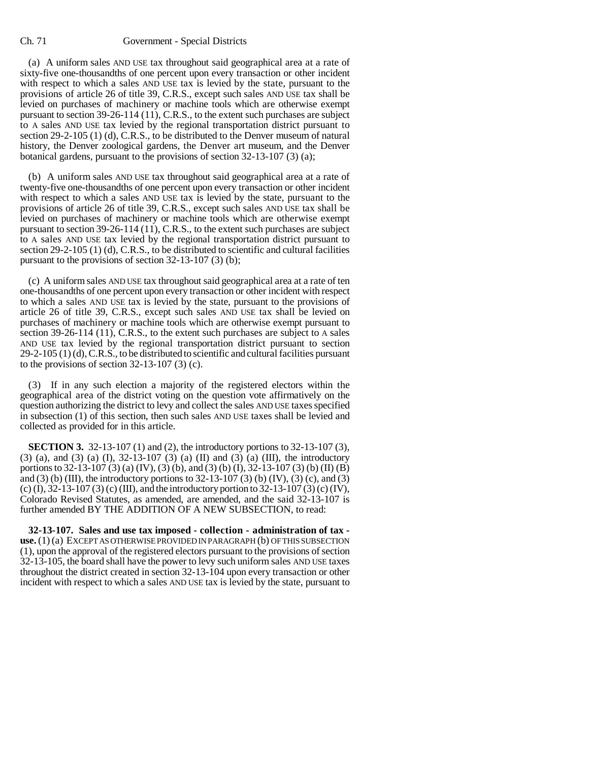(a) A uniform sales AND USE tax throughout said geographical area at a rate of sixty-five one-thousandths of one percent upon every transaction or other incident with respect to which a sales AND USE tax is levied by the state, pursuant to the provisions of article 26 of title 39, C.R.S., except such sales AND USE tax shall be levied on purchases of machinery or machine tools which are otherwise exempt pursuant to section 39-26-114 (11), C.R.S., to the extent such purchases are subject to A sales AND USE tax levied by the regional transportation district pursuant to section 29-2-105 (1) (d), C.R.S., to be distributed to the Denver museum of natural history, the Denver zoological gardens, the Denver art museum, and the Denver botanical gardens, pursuant to the provisions of section 32-13-107 (3) (a);

(b) A uniform sales AND USE tax throughout said geographical area at a rate of twenty-five one-thousandths of one percent upon every transaction or other incident with respect to which a sales AND USE tax is levied by the state, pursuant to the provisions of article 26 of title 39, C.R.S., except such sales AND USE tax shall be levied on purchases of machinery or machine tools which are otherwise exempt pursuant to section 39-26-114 (11), C.R.S., to the extent such purchases are subject to A sales AND USE tax levied by the regional transportation district pursuant to section 29-2-105 (1) (d), C.R.S., to be distributed to scientific and cultural facilities pursuant to the provisions of section 32-13-107 (3) (b);

(c) A uniform sales AND USE tax throughout said geographical area at a rate of ten one-thousandths of one percent upon every transaction or other incident with respect to which a sales AND USE tax is levied by the state, pursuant to the provisions of article 26 of title 39, C.R.S., except such sales AND USE tax shall be levied on purchases of machinery or machine tools which are otherwise exempt pursuant to section 39-26-114 (11), C.R.S., to the extent such purchases are subject to A sales AND USE tax levied by the regional transportation district pursuant to section 29-2-105 (1) (d), C.R.S., to be distributed to scientific and cultural facilities pursuant to the provisions of section 32-13-107 (3) (c).

(3) If in any such election a majority of the registered electors within the geographical area of the district voting on the question vote affirmatively on the question authorizing the district to levy and collect the sales AND USE taxes specified in subsection (1) of this section, then such sales AND USE taxes shall be levied and collected as provided for in this article.

**SECTION 3.** 32-13-107 (1) and (2), the introductory portions to 32-13-107 (3), (3) (a), and (3) (a) (I), 32-13-107 (3) (a) (II) and (3) (a) (III), the introductory portions to 32-13-107 (3) (a) (IV), (3) (b), and (3) (b) (I), 32-13-107 (3) (b) (II) (B) and (3) (b) (III), the introductory portions to 32-13-107 (3) (b) (IV), (3) (c), and (3) (c) (I), 32-13-107 (3) (c) (III), and the introductory portion to 32-13-107 (3) (c) (IV), Colorado Revised Statutes, as amended, are amended, and the said 32-13-107 is further amended BY THE ADDITION OF A NEW SUBSECTION, to read:

**32-13-107. Sales and use tax imposed - collection - administration of tax - use.** (1) (a) EXCEPT AS OTHERWISE PROVIDED IN PARAGRAPH (b) OF THIS SUBSECTION (1), upon the approval of the registered electors pursuant to the provisions of section 32-13-105, the board shall have the power to levy such uniform sales AND USE taxes throughout the district created in section 32-13-104 upon every transaction or other incident with respect to which a sales AND USE tax is levied by the state, pursuant to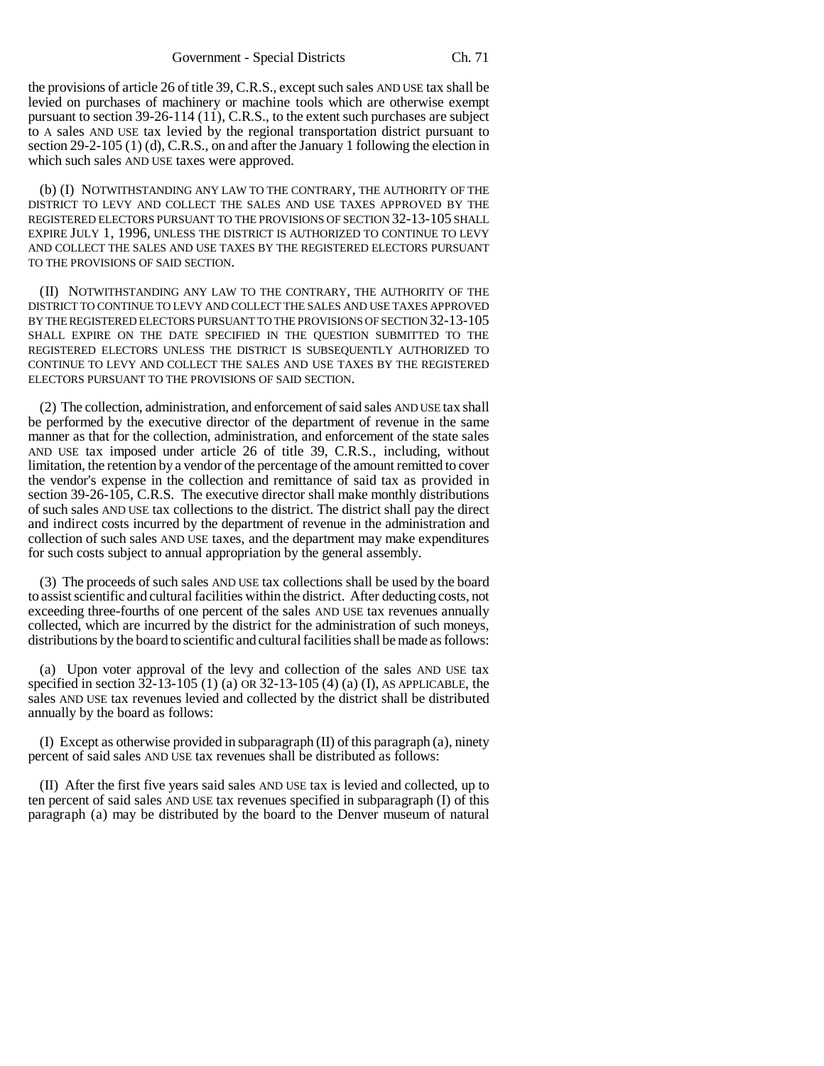the provisions of article 26 of title 39, C.R.S., except such sales AND USE tax shall be levied on purchases of machinery or machine tools which are otherwise exempt pursuant to section 39-26-114 (11), C.R.S., to the extent such purchases are subject to A sales AND USE tax levied by the regional transportation district pursuant to section 29-2-105 (1) (d), C.R.S., on and after the January 1 following the election in which such sales AND USE taxes were approved.

(b) (I) NOTWITHSTANDING ANY LAW TO THE CONTRARY, THE AUTHORITY OF THE DISTRICT TO LEVY AND COLLECT THE SALES AND USE TAXES APPROVED BY THE REGISTERED ELECTORS PURSUANT TO THE PROVISIONS OF SECTION 32-13-105 SHALL EXPIRE JULY 1, 1996, UNLESS THE DISTRICT IS AUTHORIZED TO CONTINUE TO LEVY AND COLLECT THE SALES AND USE TAXES BY THE REGISTERED ELECTORS PURSUANT TO THE PROVISIONS OF SAID SECTION.

(II) NOTWITHSTANDING ANY LAW TO THE CONTRARY, THE AUTHORITY OF THE DISTRICT TO CONTINUE TO LEVY AND COLLECT THE SALES AND USE TAXES APPROVED BY THE REGISTERED ELECTORS PURSUANT TO THE PROVISIONS OF SECTION 32-13-105 SHALL EXPIRE ON THE DATE SPECIFIED IN THE QUESTION SUBMITTED TO THE REGISTERED ELECTORS UNLESS THE DISTRICT IS SUBSEQUENTLY AUTHORIZED TO CONTINUE TO LEVY AND COLLECT THE SALES AND USE TAXES BY THE REGISTERED ELECTORS PURSUANT TO THE PROVISIONS OF SAID SECTION.

(2) The collection, administration, and enforcement of said sales AND USE tax shall be performed by the executive director of the department of revenue in the same manner as that for the collection, administration, and enforcement of the state sales AND USE tax imposed under article 26 of title 39, C.R.S., including, without limitation, the retention by a vendor of the percentage of the amount remitted to cover the vendor's expense in the collection and remittance of said tax as provided in section 39-26-105, C.R.S. The executive director shall make monthly distributions of such sales AND USE tax collections to the district. The district shall pay the direct and indirect costs incurred by the department of revenue in the administration and collection of such sales AND USE taxes, and the department may make expenditures for such costs subject to annual appropriation by the general assembly.

(3) The proceeds of such sales AND USE tax collections shall be used by the board to assist scientific and cultural facilities within the district. After deducting costs, not exceeding three-fourths of one percent of the sales AND USE tax revenues annually collected, which are incurred by the district for the administration of such moneys, distributions by the board to scientific and cultural facilities shall be made as follows:

(a) Upon voter approval of the levy and collection of the sales AND USE tax specified in section 32-13-105 (1) (a) OR 32-13-105 (4) (a) (I), AS APPLICABLE, the sales AND USE tax revenues levied and collected by the district shall be distributed annually by the board as follows:

(I) Except as otherwise provided in subparagraph (II) of this paragraph (a), ninety percent of said sales AND USE tax revenues shall be distributed as follows:

(II) After the first five years said sales AND USE tax is levied and collected, up to ten percent of said sales AND USE tax revenues specified in subparagraph (I) of this paragraph (a) may be distributed by the board to the Denver museum of natural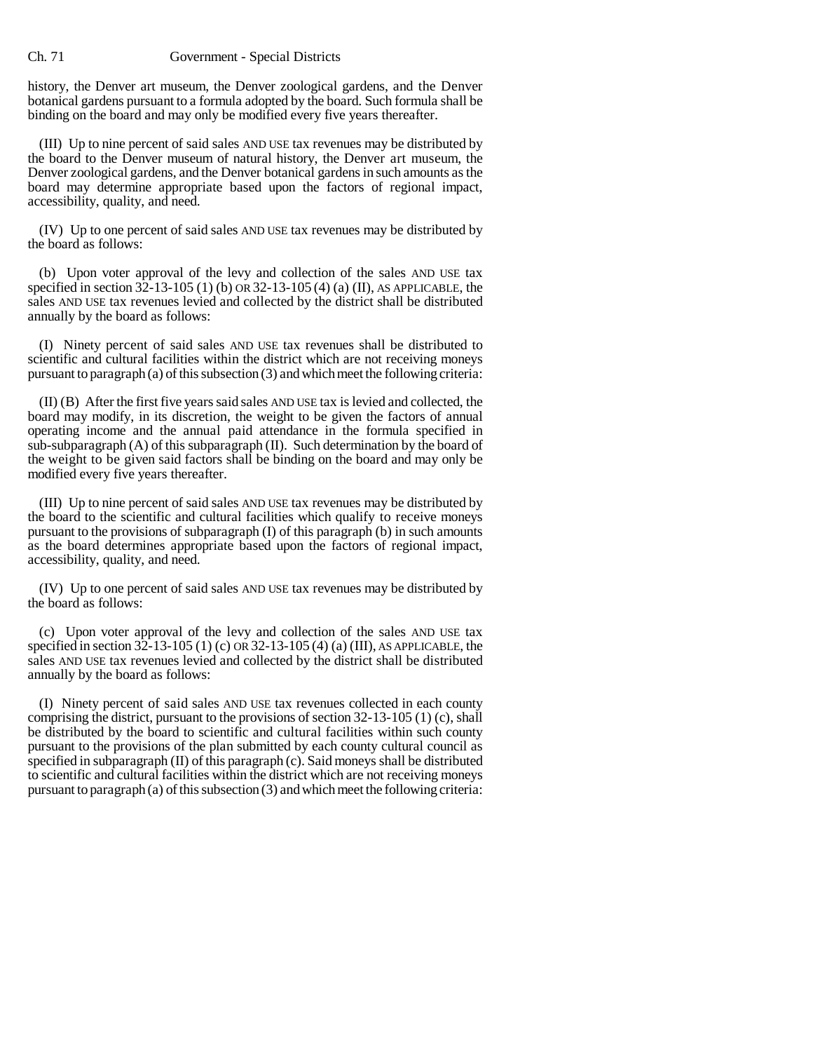history, the Denver art museum, the Denver zoological gardens, and the Denver botanical gardens pursuant to a formula adopted by the board. Such formula shall be binding on the board and may only be modified every five years thereafter.

(III) Up to nine percent of said sales AND USE tax revenues may be distributed by the board to the Denver museum of natural history, the Denver art museum, the Denver zoological gardens, and the Denver botanical gardens in such amounts as the board may determine appropriate based upon the factors of regional impact, accessibility, quality, and need.

(IV) Up to one percent of said sales AND USE tax revenues may be distributed by the board as follows:

(b) Upon voter approval of the levy and collection of the sales AND USE tax specified in section 32-13-105 (1) (b) OR 32-13-105 (4) (a) (II), AS APPLICABLE, the sales AND USE tax revenues levied and collected by the district shall be distributed annually by the board as follows:

(I) Ninety percent of said sales AND USE tax revenues shall be distributed to scientific and cultural facilities within the district which are not receiving moneys pursuant to paragraph (a) of this subsection (3) and which meet the following criteria:

(II) (B) After the first five years said sales AND USE tax is levied and collected, the board may modify, in its discretion, the weight to be given the factors of annual operating income and the annual paid attendance in the formula specified in sub-subparagraph (A) of this subparagraph (II). Such determination by the board of the weight to be given said factors shall be binding on the board and may only be modified every five years thereafter.

(III) Up to nine percent of said sales AND USE tax revenues may be distributed by the board to the scientific and cultural facilities which qualify to receive moneys pursuant to the provisions of subparagraph (I) of this paragraph (b) in such amounts as the board determines appropriate based upon the factors of regional impact, accessibility, quality, and need.

(IV) Up to one percent of said sales AND USE tax revenues may be distributed by the board as follows:

(c) Upon voter approval of the levy and collection of the sales AND USE tax specified in section 32-13-105 (1) (c) OR 32-13-105 (4) (a) (III), AS APPLICABLE, the sales AND USE tax revenues levied and collected by the district shall be distributed annually by the board as follows:

(I) Ninety percent of said sales AND USE tax revenues collected in each county comprising the district, pursuant to the provisions of section 32-13-105 (1) (c), shall be distributed by the board to scientific and cultural facilities within such county pursuant to the provisions of the plan submitted by each county cultural council as specified in subparagraph (II) of this paragraph (c). Said moneys shall be distributed to scientific and cultural facilities within the district which are not receiving moneys pursuant to paragraph (a) of this subsection (3) and which meet the following criteria: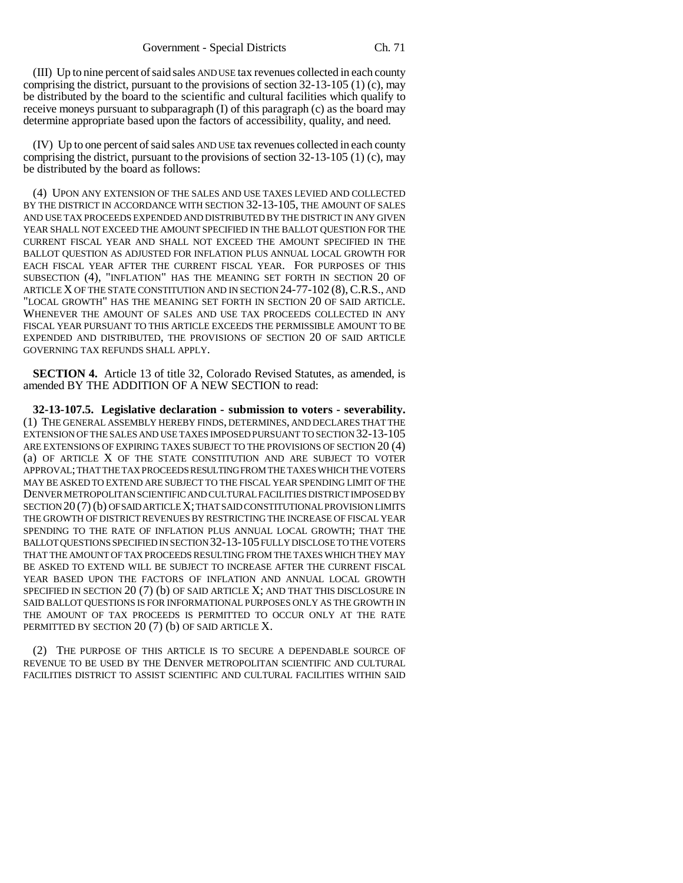(III) Up to nine percent of said sales AND USE tax revenues collected in each county comprising the district, pursuant to the provisions of section 32-13-105 (1) (c), may be distributed by the board to the scientific and cultural facilities which qualify to receive moneys pursuant to subparagraph (I) of this paragraph (c) as the board may determine appropriate based upon the factors of accessibility, quality, and need.

(IV) Up to one percent of said sales AND USE tax revenues collected in each county comprising the district, pursuant to the provisions of section 32-13-105 (1) (c), may be distributed by the board as follows:

(4) UPON ANY EXTENSION OF THE SALES AND USE TAXES LEVIED AND COLLECTED BY THE DISTRICT IN ACCORDANCE WITH SECTION 32-13-105, THE AMOUNT OF SALES AND USE TAX PROCEEDS EXPENDED AND DISTRIBUTED BY THE DISTRICT IN ANY GIVEN YEAR SHALL NOT EXCEED THE AMOUNT SPECIFIED IN THE BALLOT QUESTION FOR THE CURRENT FISCAL YEAR AND SHALL NOT EXCEED THE AMOUNT SPECIFIED IN THE BALLOT QUESTION AS ADJUSTED FOR INFLATION PLUS ANNUAL LOCAL GROWTH FOR EACH FISCAL YEAR AFTER THE CURRENT FISCAL YEAR. FOR PURPOSES OF THIS SUBSECTION (4), "INFLATION" HAS THE MEANING SET FORTH IN SECTION 20 OF ARTICLE X OF THE STATE CONSTITUTION AND IN SECTION 24-77-102 (8), C.R.S., AND "LOCAL GROWTH" HAS THE MEANING SET FORTH IN SECTION 20 OF SAID ARTICLE. WHENEVER THE AMOUNT OF SALES AND USE TAX PROCEEDS COLLECTED IN ANY FISCAL YEAR PURSUANT TO THIS ARTICLE EXCEEDS THE PERMISSIBLE AMOUNT TO BE EXPENDED AND DISTRIBUTED, THE PROVISIONS OF SECTION 20 OF SAID ARTICLE GOVERNING TAX REFUNDS SHALL APPLY.

**SECTION 4.** Article 13 of title 32, Colorado Revised Statutes, as amended, is amended BY THE ADDITION OF A NEW SECTION to read:

**32-13-107.5. Legislative declaration - submission to voters - severability.** (1) THE GENERAL ASSEMBLY HEREBY FINDS, DETERMINES, AND DECLARES THAT THE EXTENSION OF THE SALES AND USE TAXES IMPOSED PURSUANT TO SECTION 32-13-105 ARE EXTENSIONS OF EXPIRING TAXES SUBJECT TO THE PROVISIONS OF SECTION 20 (4) (a) OF ARTICLE X OF THE STATE CONSTITUTION AND ARE SUBJECT TO VOTER APPROVAL; THAT THE TAX PROCEEDS RESULTING FROM THE TAXES WHICH THE VOTERS MAY BE ASKED TO EXTEND ARE SUBJECT TO THE FISCAL YEAR SPENDING LIMIT OF THE DENVER METROPOLITAN SCIENTIFIC AND CULTURAL FACILITIES DISTRICT IMPOSED BY SECTION 20 (7) (b) OF SAID ARTICLE X; THAT SAID CONSTITUTIONAL PROVISION LIMITS THE GROWTH OF DISTRICT REVENUES BY RESTRICTING THE INCREASE OF FISCAL YEAR SPENDING TO THE RATE OF INFLATION PLUS ANNUAL LOCAL GROWTH; THAT THE BALLOT QUESTIONS SPECIFIED IN SECTION 32-13-105 FULLY DISCLOSE TO THE VOTERS THAT THE AMOUNT OF TAX PROCEEDS RESULTING FROM THE TAXES WHICH THEY MAY BE ASKED TO EXTEND WILL BE SUBJECT TO INCREASE AFTER THE CURRENT FISCAL YEAR BASED UPON THE FACTORS OF INFLATION AND ANNUAL LOCAL GROWTH SPECIFIED IN SECTION 20 (7) (b) OF SAID ARTICLE X; AND THAT THIS DISCLOSURE IN SAID BALLOT QUESTIONS IS FOR INFORMATIONAL PURPOSES ONLY AS THE GROWTH IN THE AMOUNT OF TAX PROCEEDS IS PERMITTED TO OCCUR ONLY AT THE RATE PERMITTED BY SECTION 20 (7) (b) OF SAID ARTICLE X.

(2) THE PURPOSE OF THIS ARTICLE IS TO SECURE A DEPENDABLE SOURCE OF REVENUE TO BE USED BY THE DENVER METROPOLITAN SCIENTIFIC AND CULTURAL FACILITIES DISTRICT TO ASSIST SCIENTIFIC AND CULTURAL FACILITIES WITHIN SAID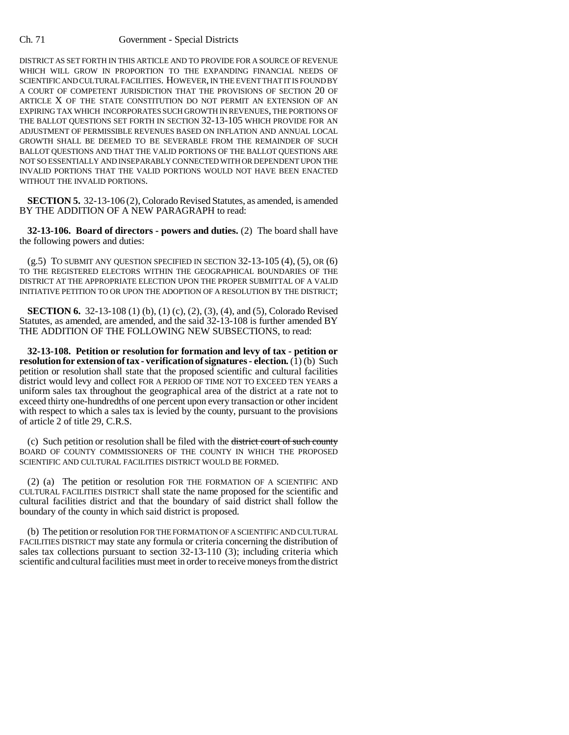DISTRICT AS SET FORTH IN THIS ARTICLE AND TO PROVIDE FOR A SOURCE OF REVENUE WHICH WILL GROW IN PROPORTION TO THE EXPANDING FINANCIAL NEEDS OF SCIENTIFIC AND CULTURAL FACILITIES. HOWEVER, IN THE EVENT THAT IT IS FOUND BY A COURT OF COMPETENT JURISDICTION THAT THE PROVISIONS OF SECTION 20 OF ARTICLE X OF THE STATE CONSTITUTION DO NOT PERMIT AN EXTENSION OF AN EXPIRING TAX WHICH INCORPORATES SUCH GROWTH IN REVENUES, THE PORTIONS OF THE BALLOT QUESTIONS SET FORTH IN SECTION 32-13-105 WHICH PROVIDE FOR AN ADJUSTMENT OF PERMISSIBLE REVENUES BASED ON INFLATION AND ANNUAL LOCAL GROWTH SHALL BE DEEMED TO BE SEVERABLE FROM THE REMAINDER OF SUCH BALLOT QUESTIONS AND THAT THE VALID PORTIONS OF THE BALLOT QUESTIONS ARE NOT SO ESSENTIALLY AND INSEPARABLY CONNECTED WITH OR DEPENDENT UPON THE INVALID PORTIONS THAT THE VALID PORTIONS WOULD NOT HAVE BEEN ENACTED WITHOUT THE INVALID PORTIONS.

**SECTION 5.** 32-13-106 (2), Colorado Revised Statutes, as amended, is amended BY THE ADDITION OF A NEW PARAGRAPH to read:

**32-13-106. Board of directors - powers and duties.** (2) The board shall have the following powers and duties:

(g.5) TO SUBMIT ANY QUESTION SPECIFIED IN SECTION 32-13-105 (4), (5), OR (6) TO THE REGISTERED ELECTORS WITHIN THE GEOGRAPHICAL BOUNDARIES OF THE DISTRICT AT THE APPROPRIATE ELECTION UPON THE PROPER SUBMITTAL OF A VALID INITIATIVE PETITION TO OR UPON THE ADOPTION OF A RESOLUTION BY THE DISTRICT;

**SECTION 6.** 32-13-108 (1) (b), (1) (c), (2), (3), (4), and (5), Colorado Revised Statutes, as amended, are amended, and the said 32-13-108 is further amended BY THE ADDITION OF THE FOLLOWING NEW SUBSECTIONS, to read:

**32-13-108. Petition or resolution for formation and levy of tax - petition or resolution for extension of tax - verification of signatures - election.** (1) (b) Such petition or resolution shall state that the proposed scientific and cultural facilities district would levy and collect FOR A PERIOD OF TIME NOT TO EXCEED TEN YEARS a uniform sales tax throughout the geographical area of the district at a rate not to exceed thirty one-hundredths of one percent upon every transaction or other incident with respect to which a sales tax is levied by the county, pursuant to the provisions of article 2 of title 29, C.R.S.

(c) Such petition or resolution shall be filed with the ~~district court of such county~~ BOARD OF COUNTY COMMISSIONERS OF THE COUNTY IN WHICH THE PROPOSED SCIENTIFIC AND CULTURAL FACILITIES DISTRICT WOULD BE FORMED.

(2) (a) The petition or resolution FOR THE FORMATION OF A SCIENTIFIC AND CULTURAL FACILITIES DISTRICT shall state the name proposed for the scientific and cultural facilities district and that the boundary of said district shall follow the boundary of the county in which said district is proposed.

(b) The petition or resolution FOR THE FORMATION OF A SCIENTIFIC AND CULTURAL FACILITIES DISTRICT may state any formula or criteria concerning the distribution of sales tax collections pursuant to section 32-13-110 (3); including criteria which scientific and cultural facilities must meet in order to receive moneys from the district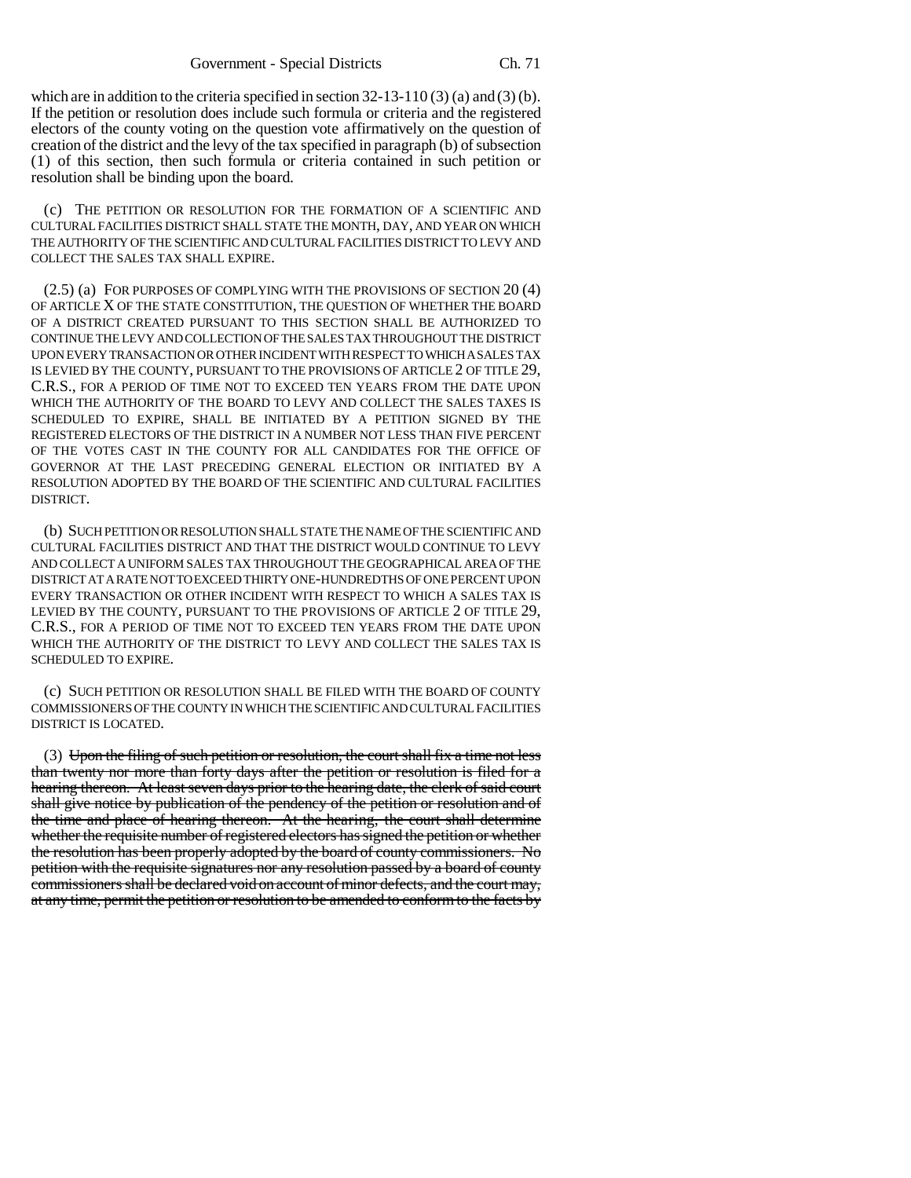which are in addition to the criteria specified in section 32-13-110 (3) (a) and (3) (b). If the petition or resolution does include such formula or criteria and the registered electors of the county voting on the question vote affirmatively on the question of creation of the district and the levy of the tax specified in paragraph (b) of subsection (1) of this section, then such formula or criteria contained in such petition or resolution shall be binding upon the board.

(c) THE PETITION OR RESOLUTION FOR THE FORMATION OF A SCIENTIFIC AND CULTURAL FACILITIES DISTRICT SHALL STATE THE MONTH, DAY, AND YEAR ON WHICH THE AUTHORITY OF THE SCIENTIFIC AND CULTURAL FACILITIES DISTRICT TO LEVY AND COLLECT THE SALES TAX SHALL EXPIRE.

(2.5) (a) FOR PURPOSES OF COMPLYING WITH THE PROVISIONS OF SECTION 20 (4) OF ARTICLE X OF THE STATE CONSTITUTION, THE QUESTION OF WHETHER THE BOARD OF A DISTRICT CREATED PURSUANT TO THIS SECTION SHALL BE AUTHORIZED TO CONTINUE THE LEVY AND COLLECTION OF THE SALES TAX THROUGHOUT THE DISTRICT UPON EVERY TRANSACTION OR OTHER INCIDENT WITH RESPECT TO WHICH A SALES TAX IS LEVIED BY THE COUNTY, PURSUANT TO THE PROVISIONS OF ARTICLE 2 OF TITLE 29, C.R.S., FOR A PERIOD OF TIME NOT TO EXCEED TEN YEARS FROM THE DATE UPON WHICH THE AUTHORITY OF THE BOARD TO LEVY AND COLLECT THE SALES TAXES IS SCHEDULED TO EXPIRE, SHALL BE INITIATED BY A PETITION SIGNED BY THE REGISTERED ELECTORS OF THE DISTRICT IN A NUMBER NOT LESS THAN FIVE PERCENT OF THE VOTES CAST IN THE COUNTY FOR ALL CANDIDATES FOR THE OFFICE OF GOVERNOR AT THE LAST PRECEDING GENERAL ELECTION OR INITIATED BY A RESOLUTION ADOPTED BY THE BOARD OF THE SCIENTIFIC AND CULTURAL FACILITIES DISTRICT.

(b) SUCH PETITION OR RESOLUTION SHALL STATE THE NAME OF THE SCIENTIFIC AND CULTURAL FACILITIES DISTRICT AND THAT THE DISTRICT WOULD CONTINUE TO LEVY AND COLLECT A UNIFORM SALES TAX THROUGHOUT THE GEOGRAPHICAL AREA OF THE DISTRICT AT A RATE NOT TO EXCEED THIRTY ONE-HUNDREDTHS OF ONE PERCENT UPON EVERY TRANSACTION OR OTHER INCIDENT WITH RESPECT TO WHICH A SALES TAX IS LEVIED BY THE COUNTY, PURSUANT TO THE PROVISIONS OF ARTICLE 2 OF TITLE 29, C.R.S., FOR A PERIOD OF TIME NOT TO EXCEED TEN YEARS FROM THE DATE UPON WHICH THE AUTHORITY OF THE DISTRICT TO LEVY AND COLLECT THE SALES TAX IS SCHEDULED TO EXPIRE.

(c) SUCH PETITION OR RESOLUTION SHALL BE FILED WITH THE BOARD OF COUNTY COMMISSIONERS OF THE COUNTY IN WHICH THE SCIENTIFIC AND CULTURAL FACILITIES DISTRICT IS LOCATED.

(3) ~~Upon the filing of such petition or resolution, the court shall fix a time not less than twenty nor more than forty days after the petition or resolution is filed for a hearing thereon. At least seven days prior to the hearing date, the clerk of said court shall give notice by publication of the pendency of the petition or resolution and of the time and place of hearing thereon. At the hearing, the court shall determine whether the requisite number of registered electors has signed the petition or whether the resolution has been properly adopted by the board of county commissioners. No petition with the requisite signatures nor any resolution passed by a board of county commissioners shall be declared void on account of minor defects, and the court may, at any time, permit the petition or resolution to be amended to conform to the facts by~~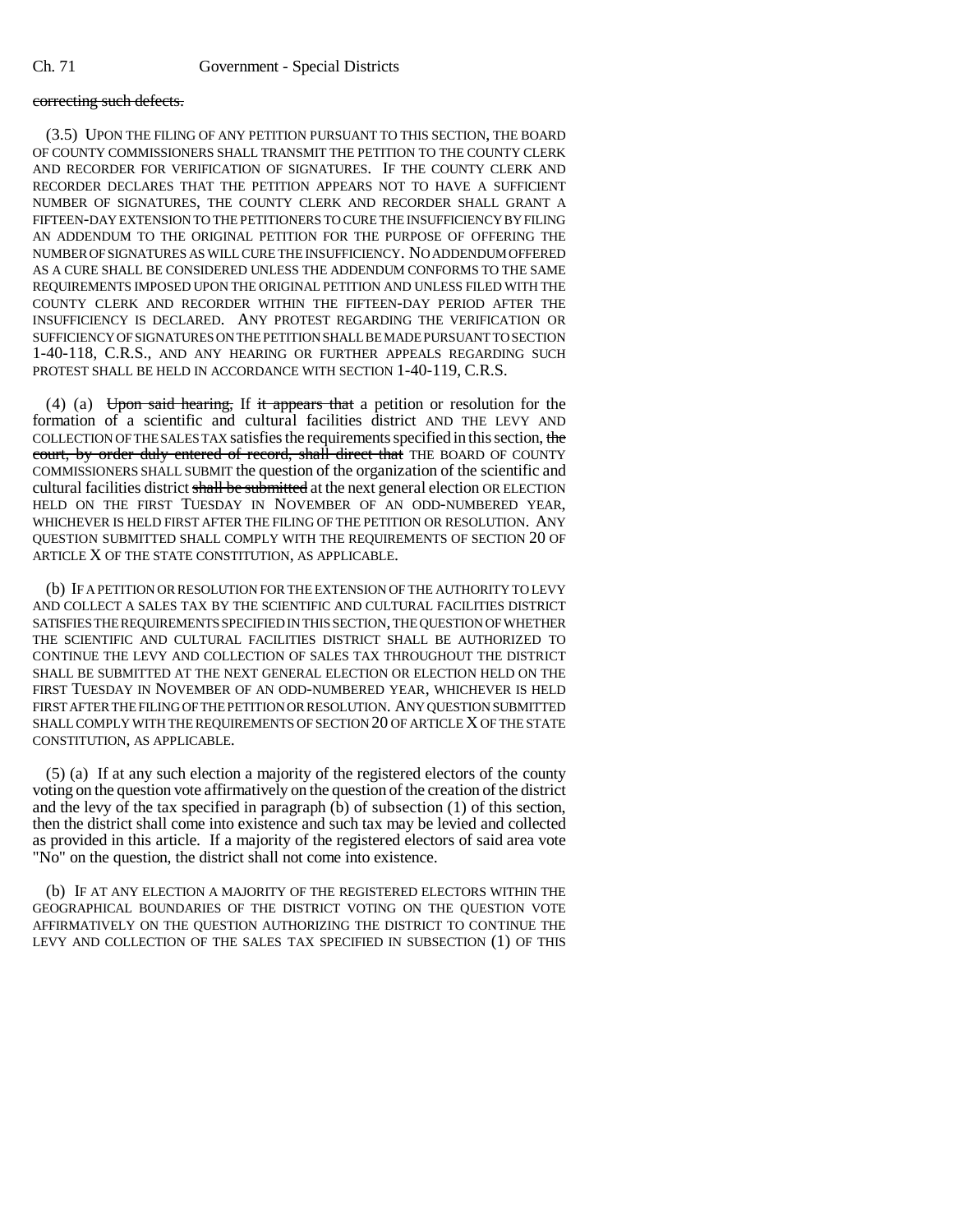correcting such defects.

(3.5) UPON THE FILING OF ANY PETITION PURSUANT TO THIS SECTION, THE BOARD OF COUNTY COMMISSIONERS SHALL TRANSMIT THE PETITION TO THE COUNTY CLERK AND RECORDER FOR VERIFICATION OF SIGNATURES. IF THE COUNTY CLERK AND RECORDER DECLARES THAT THE PETITION APPEARS NOT TO HAVE A SUFFICIENT NUMBER OF SIGNATURES, THE COUNTY CLERK AND RECORDER SHALL GRANT A FIFTEEN-DAY EXTENSION TO THE PETITIONERS TO CURE THE INSUFFICIENCY BY FILING AN ADDENDUM TO THE ORIGINAL PETITION FOR THE PURPOSE OF OFFERING THE NUMBER OF SIGNATURES AS WILL CURE THE INSUFFICIENCY. NO ADDENDUM OFFERED AS A CURE SHALL BE CONSIDERED UNLESS THE ADDENDUM CONFORMS TO THE SAME REQUIREMENTS IMPOSED UPON THE ORIGINAL PETITION AND UNLESS FILED WITH THE COUNTY CLERK AND RECORDER WITHIN THE FIFTEEN-DAY PERIOD AFTER THE INSUFFICIENCY IS DECLARED. ANY PROTEST REGARDING THE VERIFICATION OR SUFFICIENCY OF SIGNATURES ON THE PETITION SHALL BE MADE PURSUANT TO SECTION 1-40-118, C.R.S., AND ANY HEARING OR FURTHER APPEALS REGARDING SUCH PROTEST SHALL BE HELD IN ACCORDANCE WITH SECTION 1-40-119, C.R.S.

(4) (a) Upon said hearing, If it appears that a petition or resolution for the formation of a scientific and cultural facilities district AND THE LEVY AND COLLECTION OF THE SALES TAX satisfies the requirements specified in this section, the court, by order duly entered of record, shall direct that THE BOARD OF COUNTY COMMISSIONERS SHALL SUBMIT the question of the organization of the scientific and cultural facilities district shall be submitted at the next general election OR ELECTION HELD ON THE FIRST TUESDAY IN NOVEMBER OF AN ODD-NUMBERED YEAR, WHICHEVER IS HELD FIRST AFTER THE FILING OF THE PETITION OR RESOLUTION. ANY QUESTION SUBMITTED SHALL COMPLY WITH THE REQUIREMENTS OF SECTION 20 OF ARTICLE X OF THE STATE CONSTITUTION, AS APPLICABLE.

(b) IF A PETITION OR RESOLUTION FOR THE EXTENSION OF THE AUTHORITY TO LEVY AND COLLECT A SALES TAX BY THE SCIENTIFIC AND CULTURAL FACILITIES DISTRICT SATISFIES THE REQUIREMENTS SPECIFIED IN THIS SECTION, THE QUESTION OF WHETHER THE SCIENTIFIC AND CULTURAL FACILITIES DISTRICT SHALL BE AUTHORIZED TO CONTINUE THE LEVY AND COLLECTION OF SALES TAX THROUGHOUT THE DISTRICT SHALL BE SUBMITTED AT THE NEXT GENERAL ELECTION OR ELECTION HELD ON THE FIRST TUESDAY IN NOVEMBER OF AN ODD-NUMBERED YEAR, WHICHEVER IS HELD FIRST AFTER THE FILING OF THE PETITION OR RESOLUTION. ANY QUESTION SUBMITTED SHALL COMPLY WITH THE REQUIREMENTS OF SECTION 20 OF ARTICLE X OF THE STATE CONSTITUTION, AS APPLICABLE.

(5) (a) If at any such election a majority of the registered electors of the county voting on the question vote affirmatively on the question of the creation of the district and the levy of the tax specified in paragraph (b) of subsection (1) of this section, then the district shall come into existence and such tax may be levied and collected as provided in this article. If a majority of the registered electors of said area vote "No" on the question, the district shall not come into existence.

(b) IF AT ANY ELECTION A MAJORITY OF THE REGISTERED ELECTORS WITHIN THE GEOGRAPHICAL BOUNDARIES OF THE DISTRICT VOTING ON THE QUESTION VOTE AFFIRMATIVELY ON THE QUESTION AUTHORIZING THE DISTRICT TO CONTINUE THE LEVY AND COLLECTION OF THE SALES TAX SPECIFIED IN SUBSECTION (1) OF THIS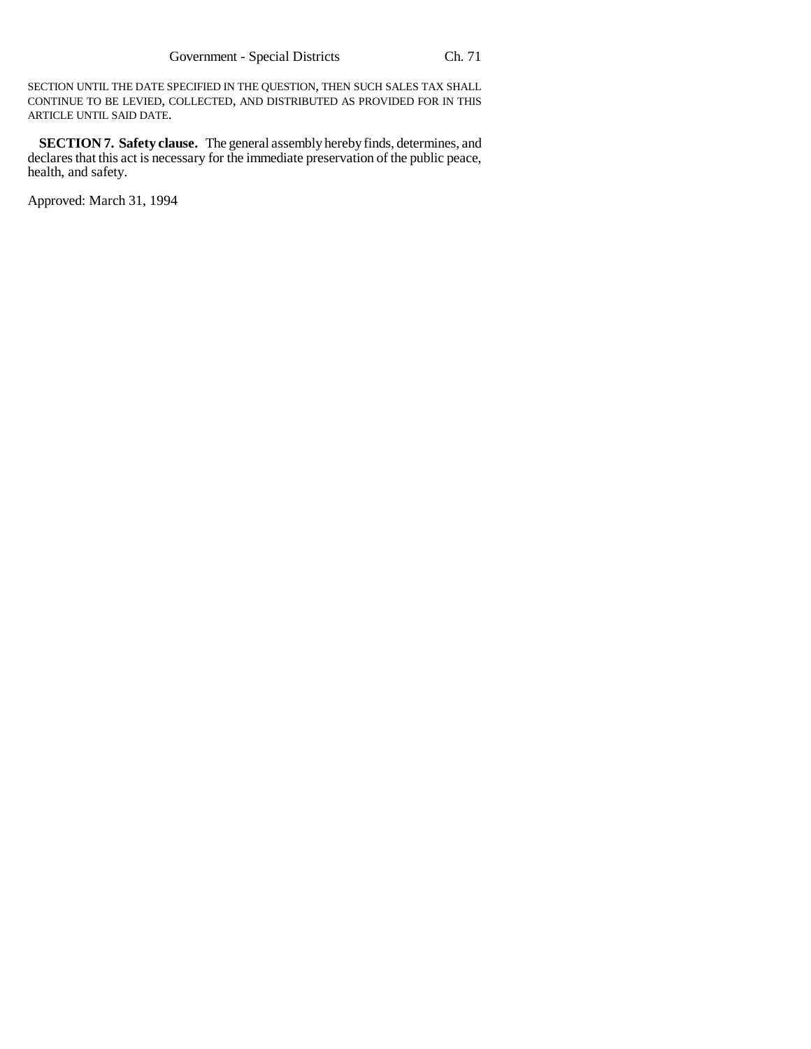SECTION UNTIL THE DATE SPECIFIED IN THE QUESTION, THEN SUCH SALES TAX SHALL CONTINUE TO BE LEVIED, COLLECTED, AND DISTRIBUTED AS PROVIDED FOR IN THIS ARTICLE UNTIL SAID DATE.

**SECTION 7. Safety clause.** The general assembly hereby finds, determines, and declares that this act is necessary for the immediate preservation of the public peace, health, and safety.

Approved: March 31, 1994